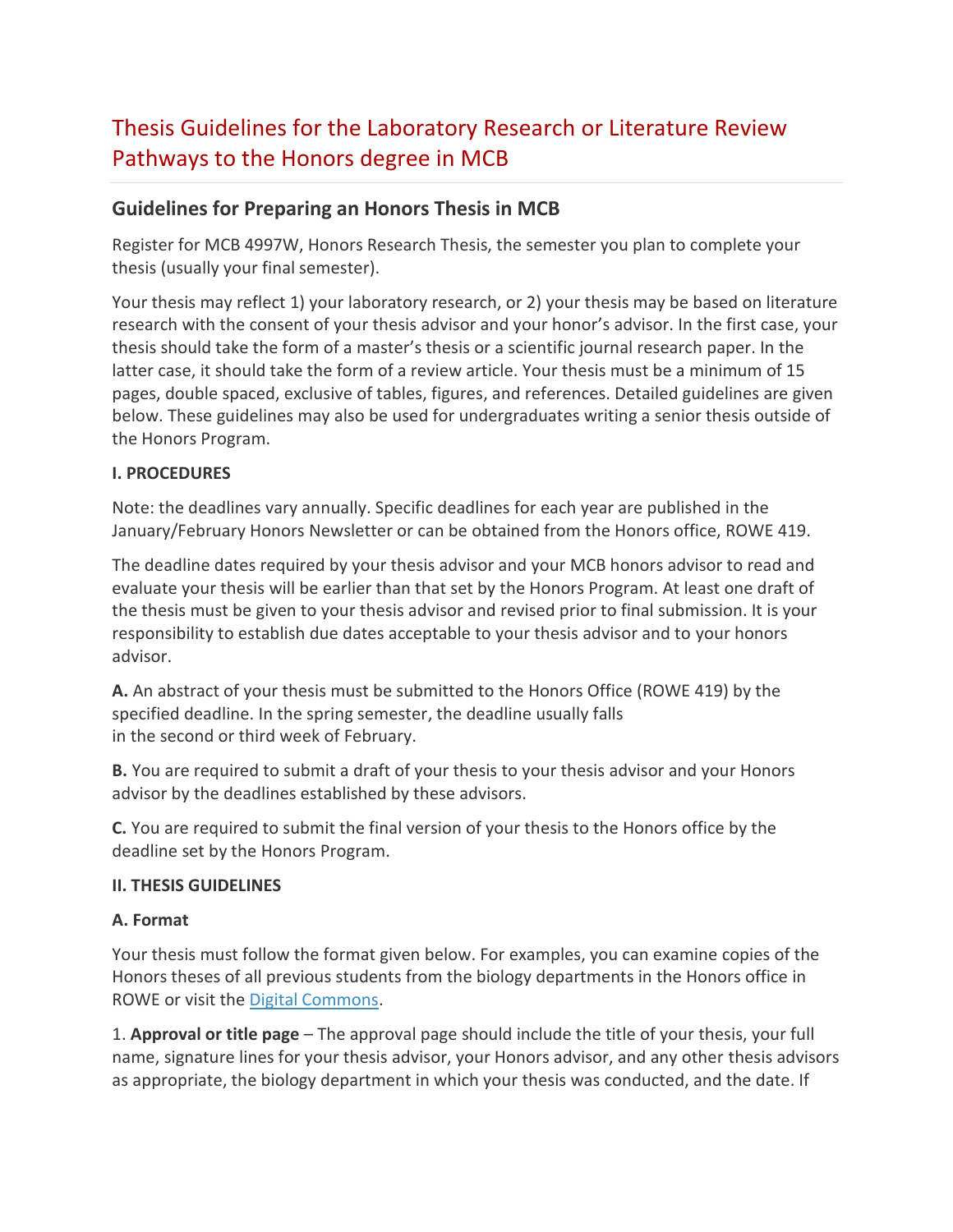# Thesis Guidelines for the Laboratory Research or Literature Review Pathways to the Honors degree in MCB

## Guidelines for Preparing an Honors Thesis in MCB

Register for MCB 4997W, Honors Research Thesis, the semester you plan to complete your thesis (usually your final semester).

Your thesis may reflect 1) your laboratory research, or 2) your thesis may be based on literature research with the consent of your thesis advisor and your honor's advisor. In the first case, your thesis should take the form of a master's thesis or a scientific journal research paper. In the latter case, it should take the form of a review article. Your thesis must be a minimum of 15 pages, double spaced, exclusive of tables, figures, and references. Detailed guidelines are given below. These guidelines may also be used for undergraduates writing a senior thesis outside of the Honors Program.

**I. PROCEDURES**

Note: the deadlines vary annually. Specific deadlines for each year are published in the January/February Honors Newsletter or can be obtained from the Honors office, ROWE 419.

The deadline dates required by your thesis advisor and your MCB honors advisor to read and evaluate your thesis will be earlier than that set by the Honors Program. At least one draft of the thesis must be given to your thesis advisor and revised prior to final submission. It is your responsibility to establish due dates acceptable to your thesis advisor and to your honors advisor.

**A.** An abstract of your thesis must be submitted to the Honors Office (ROWE 419) by the specified deadline. In the spring semester, the deadline usually falls in the second or third week of February.

**B.** You are required to submit a draft of your thesis to your thesis advisor and your Honors advisor by the deadlines established by these advisors.

**C.** You are required to submit the final version of your thesis to the Honors office by the deadline set by the Honors Program.

**II. THESIS GUIDELINES**

**A. Format**

Your thesis must follow the format given below. For examples, you can examine copies of the Honors theses of all previous students from the biology departments in the Honors office in ROWE or visit the Digital Commons.

1. **Approval or title page** – The approval page should include the title of your thesis, your full name, signature lines for your thesis advisor, your Honors advisor, and any other thesis advisors as appropriate, the biology department in which your thesis was conducted, and the date. If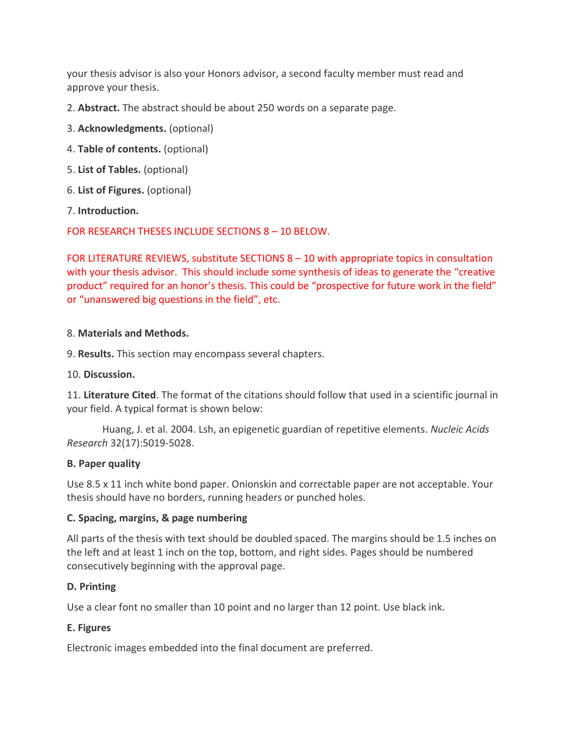your thesis advisor is also your Honors advisor, a second faculty member must read and approve your thesis.

2. **Abstract.** The abstract should be about 250 words on a separate page.

3. **Acknowledgments.** (optional)

4. **Table of contents.** (optional)

5. **List of Tables.** (optional)

6. **List of Figures.** (optional)

7. **Introduction.**

FOR RESEARCH THESES INCLUDE SECTIONS 8 – 10 BELOW.

FOR LITERATURE REVIEWS, substitute SECTIONS 8 – 10 with appropriate topics in consultation with your thesis advisor. This should include some synthesis of ideas to generate the "creative product" required for an honor's thesis. This could be "prospective for future work in the field" or "unanswered big questions in the field", etc.

8. **Materials and Methods.**

9. **Results.** This section may encompass several chapters.

10. **Discussion.**

11. **Literature Cited**. The format of the citations should follow that used in a scientific journal in your field. A typical format is shown below:

> Huang, J. et al. 2004. Lsh, an epigenetic guardian of repetitive elements. *Nucleic Acids Research* 32(17):5019-5028.

**B. Paper quality**

Use 8.5 x 11 inch white bond paper. Onionskin and correctable paper are not acceptable. Your thesis should have no borders, running headers or punched holes.

**C. Spacing, margins, & page numbering**

All parts of the thesis with text should be doubled spaced. The margins should be 1.5 inches on the left and at least 1 inch on the top, bottom, and right sides. Pages should be numbered consecutively beginning with the approval page.

**D. Printing**

Use a clear font no smaller than 10 point and no larger than 12 point. Use black ink.

**E. Figures**

Electronic images embedded into the final document are preferred.